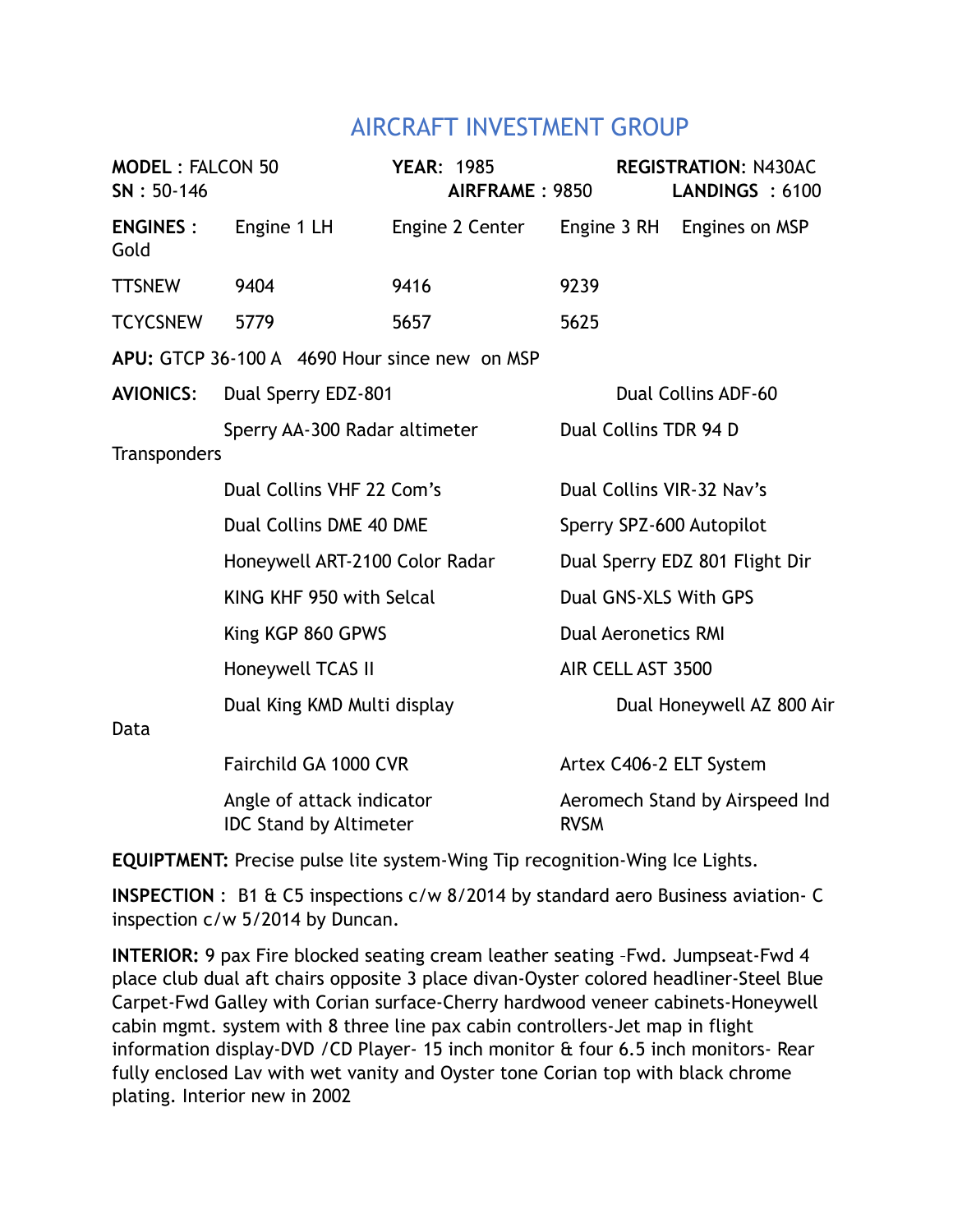# AIRCRAFT INVESTMENT GROUP

**MODEL** : FALCON 50 **YEAR**: 1985 **REGISTRATION**: N430AC
**SN** : 50-146 **AIRFRAME** : 9850 **LANDINGS** : 6100

| **ENGINES** : Gold | Engine 1 LH | Engine 2 Center | Engine 3 RH | Engines on MSP |
|---|---|---|---|---|
| TTSNEW | 9404 | 9416 | 9239 | |
| TCYCSNEW | 5779 | 5657 | 5625 | |

**APU:** GTCP 36-100 A 4690 Hour since new on MSP

**AVIONICS**:

| | |
|---|---|
| Dual Sperry EDZ-801 | Dual Collins ADF-60 |
| Sperry AA-300 Radar altimeter | Dual Collins TDR 94 D Transponders |
| Dual Collins VHF 22 Com's | Dual Collins VIR-32 Nav's |
| Dual Collins DME 40 DME | Sperry SPZ-600 Autopilot |
| Honeywell ART-2100 Color Radar | Dual Sperry EDZ 801 Flight Dir |
| KING KHF 950 with Selcal | Dual GNS-XLS With GPS |
| King KGP 860 GPWS | Dual Aeronetics RMI |
| Honeywell TCAS II | AIR CELL AST 3500 |
| Dual King KMD Multi display | Dual Honeywell AZ 800 Air Data |
| Fairchild GA 1000 CVR | Artex C406-2 ELT System |
| Angle of attack indicator | Aeromech Stand by Airspeed Ind |
| IDC Stand by Altimeter | RVSM |

**EQUIPTMENT:** Precise pulse lite system-Wing Tip recognition-Wing Ice Lights.

**INSPECTION** : B1 & C5 inspections c/w 8/2014 by standard aero Business aviation- C inspection c/w 5/2014 by Duncan.

**INTERIOR:** 9 pax Fire blocked seating cream leather seating –Fwd. Jumpseat-Fwd 4 place club dual aft chairs opposite 3 place divan-Oyster colored headliner-Steel Blue Carpet-Fwd Galley with Corian surface-Cherry hardwood veneer cabinets-Honeywell cabin mgmt. system with 8 three line pax cabin controllers-Jet map in flight information display-DVD /CD Player- 15 inch monitor & four 6.5 inch monitors- Rear fully enclosed Lav with wet vanity and Oyster tone Corian top with black chrome plating. Interior new in 2002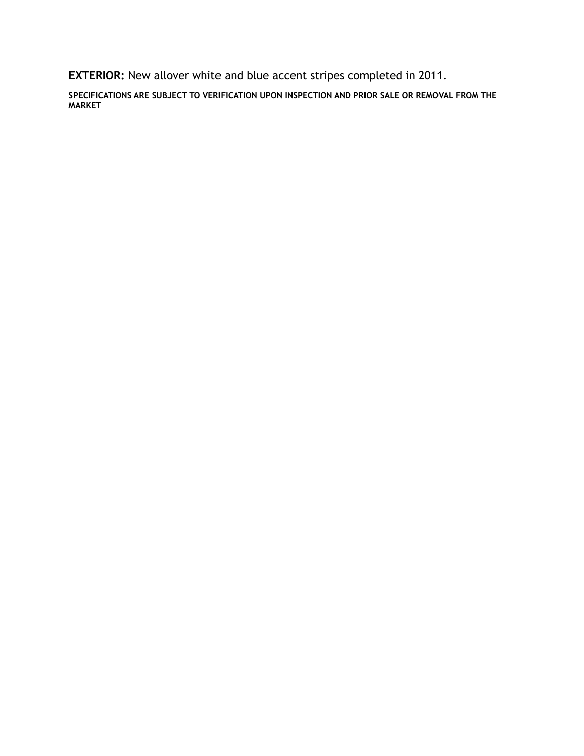**EXTERIOR:** New allover white and blue accent stripes completed in 2011.

**SPECIFICATIONS ARE SUBJECT TO VERIFICATION UPON INSPECTION AND PRIOR SALE OR REMOVAL FROM THE MARKET**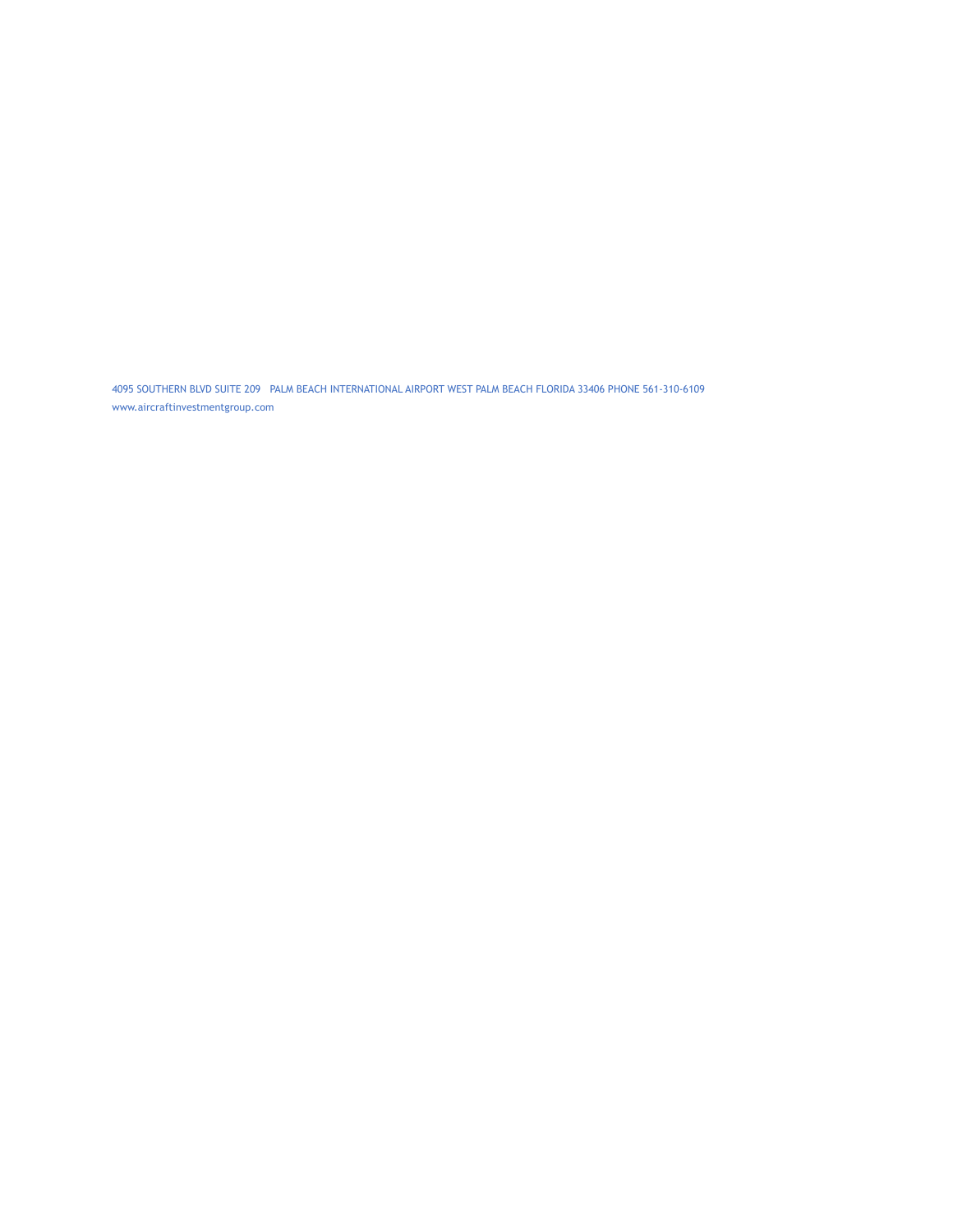4095 SOUTHERN BLVD SUITE 209 PALM BEACH INTERNATIONAL AIRPORT WEST PALM BEACH FLORIDA 33406 PHONE 561-310-6109
www.aircraftinvestmentgroup.com